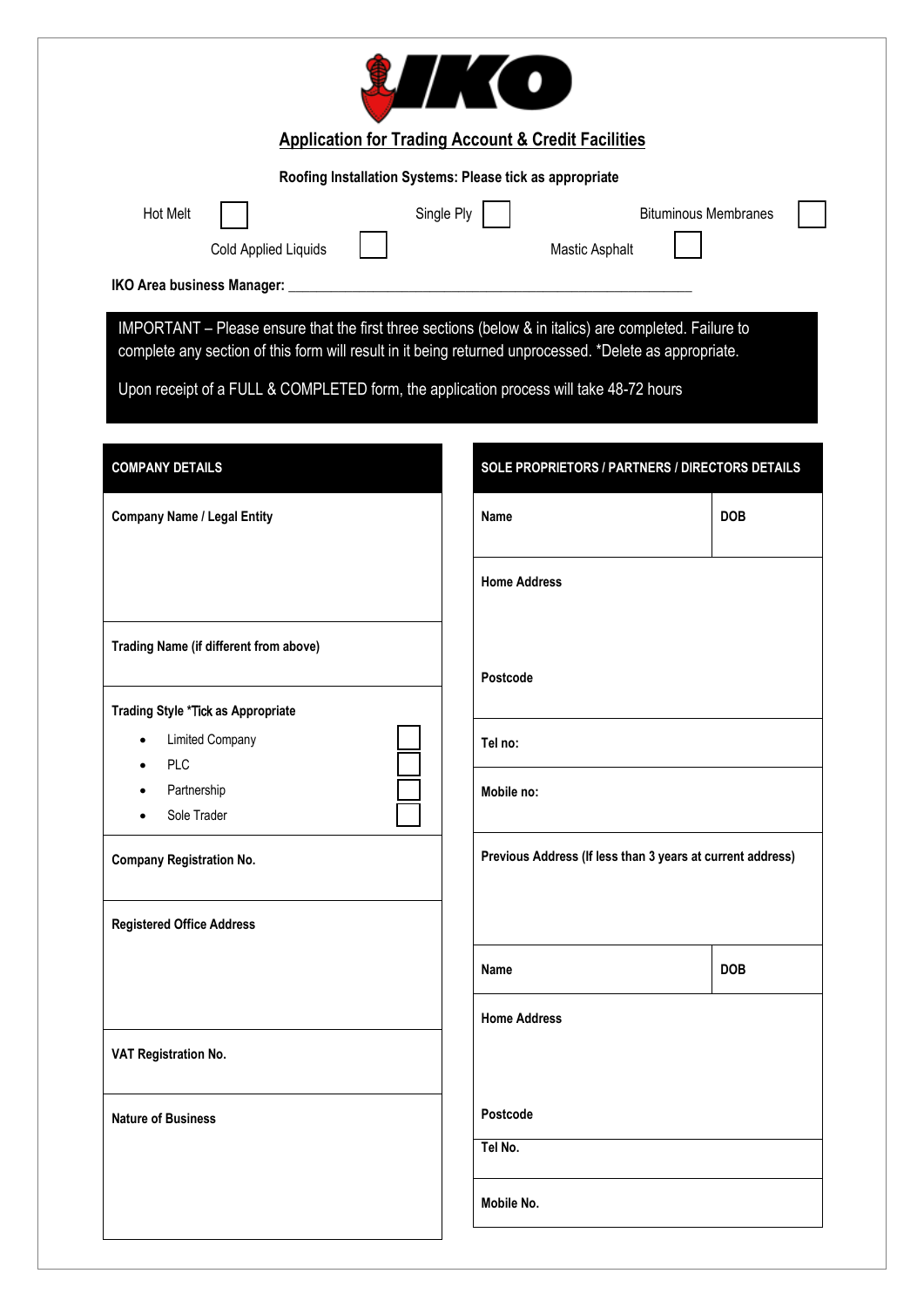# IKO

## Application for Trading Account & Credit Facilities

**Roofing Installation Systems: Please tick as appropriate**

Hot Melt ☐ Single Ply ☐ Bituminous Membranes ☐

Cold Applied Liquids ☐ Mastic Asphalt ☐

**IKO Area business Manager:** ___________________________________________

IMPORTANT – Please ensure that the first three sections (below & in italics) are completed. Failure to complete any section of this form will result in it being returned unprocessed. *Delete as appropriate.

Upon receipt of a FULL & COMPLETED form, the application process will take 48-72 hours

| COMPANY DETAILS |
|---|
| **Company Name / Legal Entity** |
| **Trading Name (if different from above)** |
| **Trading Style *Tick as Appropriate**<br>• Limited Company ☐<br>• PLC ☐<br>• Partnership ☐<br>• Sole Trader ☐ |
| **Company Registration No.** |
| **Registered Office Address** |
| **VAT Registration No.** |
| **Nature of Business** |

| SOLE PROPRIETORS / PARTNERS / DIRECTORS DETAILS | |
|---|---|
| **Name** | **DOB** |
| **Home Address**<br><br>**Postcode** | |
| **Tel no:** | |
| **Mobile no:** | |
| **Previous Address (If less than 3 years at current address)** | |
| **Name** | **DOB** |
| **Home Address**<br><br>**Postcode** | |
| **Tel No.** | |
| **Mobile No.** | |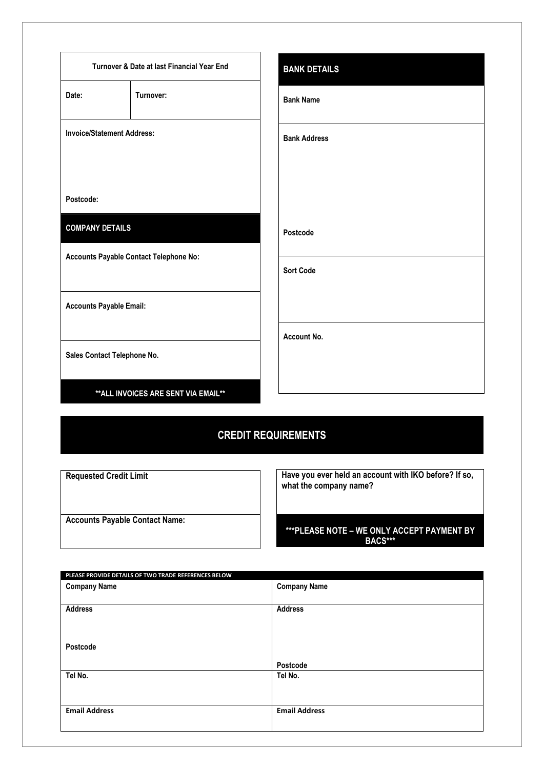| Turnover & Date at last Financial Year End | |
|---|---|
| **Date:** | **Turnover:** |
| **Invoice/Statement Address:**<br><br>**Postcode:** | |

## COMPANY DETAILS

| |
|---|
| **Accounts Payable Contact Telephone No:** |
| **Accounts Payable Email:** |
| **Sales Contact Telephone No.** |

**\*\*ALL INVOICES ARE SENT VIA EMAIL\*\***

## BANK DETAILS

| |
|---|
| **Bank Name** |
| **Bank Address**<br><br>**Postcode** |
| **Sort Code** |
| **Account No.** |

## CREDIT REQUIREMENTS

| |
|---|
| **Requested Credit Limit** |
| **Accounts Payable Contact Name:** |

| |
|---|
| **Have you ever held an account with IKO before? If so, what the company name?** |

**\*\*\*PLEASE NOTE – WE ONLY ACCEPT PAYMENT BY BACS\*\*\***

| PLEASE PROVIDE DETAILS OF TWO TRADE REFERENCES BELOW | |
|---|---|
| **Company Name** | **Company Name** |
| **Address**<br><br>**Postcode** | **Address**<br><br>**Postcode** |
| **Tel No.** | **Tel No.** |
| **Email Address** | **Email Address** |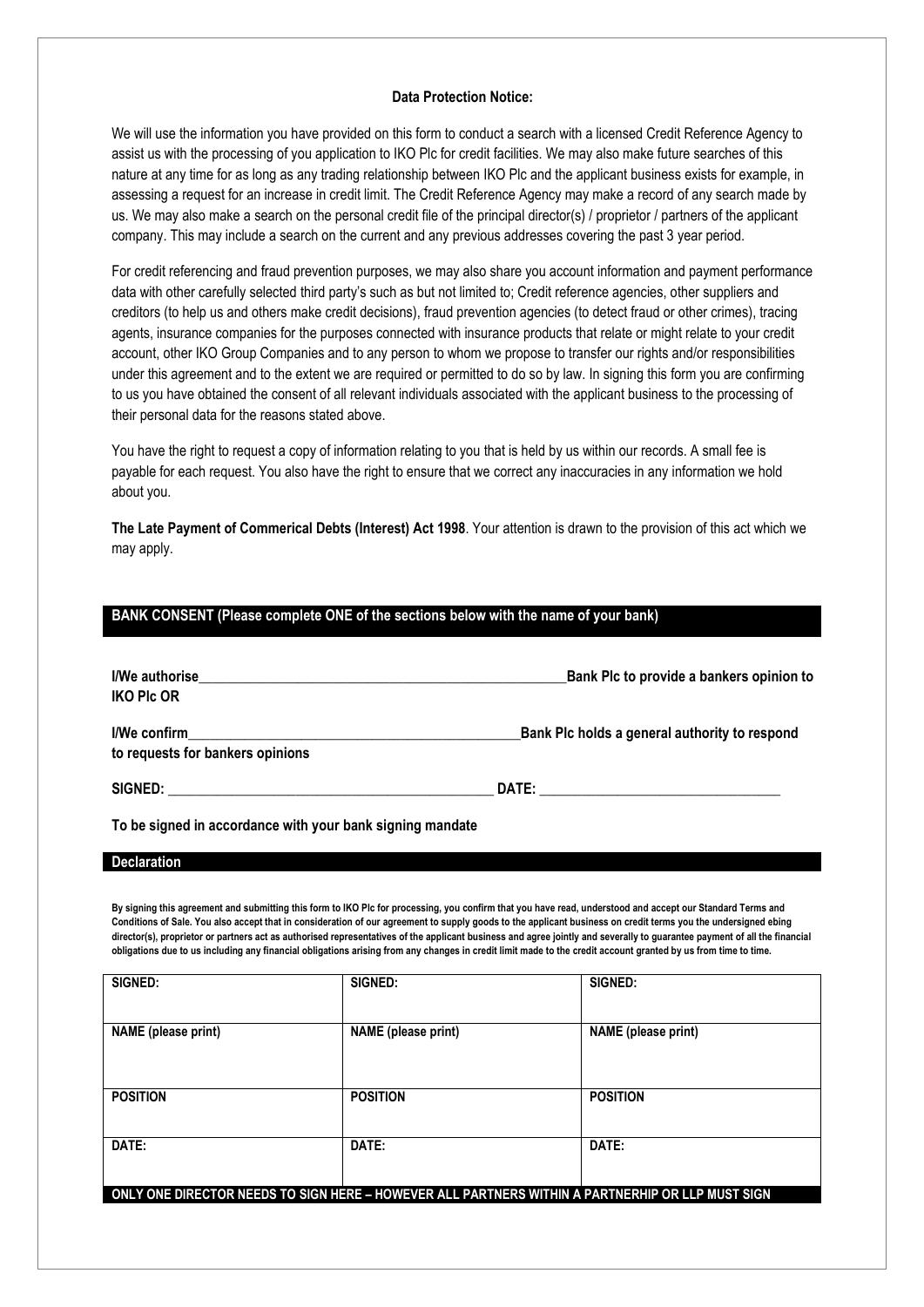**Data Protection Notice:**

We will use the information you have provided on this form to conduct a search with a licensed Credit Reference Agency to assist us with the processing of you application to IKO Plc for credit facilities. We may also make future searches of this nature at any time for as long as any trading relationship between IKO Plc and the applicant business exists for example, in assessing a request for an increase in credit limit. The Credit Reference Agency may make a record of any search made by us. We may also make a search on the personal credit file of the principal director(s) / proprietor / partners of the applicant company. This may include a search on the current and any previous addresses covering the past 3 year period.

For credit referencing and fraud prevention purposes, we may also share you account information and payment performance data with other carefully selected third party's such as but not limited to; Credit reference agencies, other suppliers and creditors (to help us and others make credit decisions), fraud prevention agencies (to detect fraud or other crimes), tracing agents, insurance companies for the purposes connected with insurance products that relate or might relate to your credit account, other IKO Group Companies and to any person to whom we propose to transfer our rights and/or responsibilities under this agreement and to the extent we are required or permitted to do so by law. In signing this form you are confirming to us you have obtained the consent of all relevant individuals associated with the applicant business to the processing of their personal data for the reasons stated above.

You have the right to request a copy of information relating to you that is held by us within our records. A small fee is payable for each request. You also have the right to ensure that we correct any inaccuracies in any information we hold about you.

**The Late Payment of Commerical Debts (Interest) Act 1998**. Your attention is drawn to the provision of this act which we may apply.

## BANK CONSENT (Please complete ONE of the sections below with the name of your bank)

**I/We authorise\_\_\_\_\_\_\_\_\_\_\_\_\_\_\_\_\_\_\_\_\_\_\_\_\_\_\_\_\_\_\_\_\_\_\_\_\_\_\_\_\_\_\_\_\_\_\_\_Bank Plc to provide a bankers opinion to IKO Plc OR**

**I/We confirm\_\_\_\_\_\_\_\_\_\_\_\_\_\_\_\_\_\_\_\_\_\_\_\_\_\_\_\_\_\_\_\_\_\_\_\_\_\_\_\_\_\_\_\_Bank Plc holds a general authority to respond to requests for bankers opinions**

**SIGNED: \_\_\_\_\_\_\_\_\_\_\_\_\_\_\_\_\_\_\_\_\_\_\_\_\_\_\_\_\_\_\_\_\_\_\_\_\_\_\_\_\_\_\_ DATE: \_\_\_\_\_\_\_\_\_\_\_\_\_\_\_\_\_\_\_\_\_\_\_\_\_\_\_\_\_\_\_\_**

**To be signed in accordance with your bank signing mandate**

## Declaration

**By signing this agreement and submitting this form to IKO Plc for processing, you confirm that you have read, understood and accept our Standard Terms and Conditions of Sale. You also accept that in consideration of our agreement to supply goods to the applicant business on credit terms you the undersigned ebing director(s), proprietor or partners act as authorised representatives of the applicant business and agree jointly and severally to guarantee payment of all the financial obligations due to us including any financial obligations arising from any changes in credit limit made to the credit account granted by us from time to time.**

| SIGNED: | SIGNED: | SIGNED: |
|---|---|---|
| NAME (please print) | NAME (please print) | NAME (please print) |
| POSITION | POSITION | POSITION |
| DATE: | DATE: | DATE: |

**ONLY ONE DIRECTOR NEEDS TO SIGN HERE – HOWEVER ALL PARTNERS WITHIN A PARTNERHIP OR LLP MUST SIGN**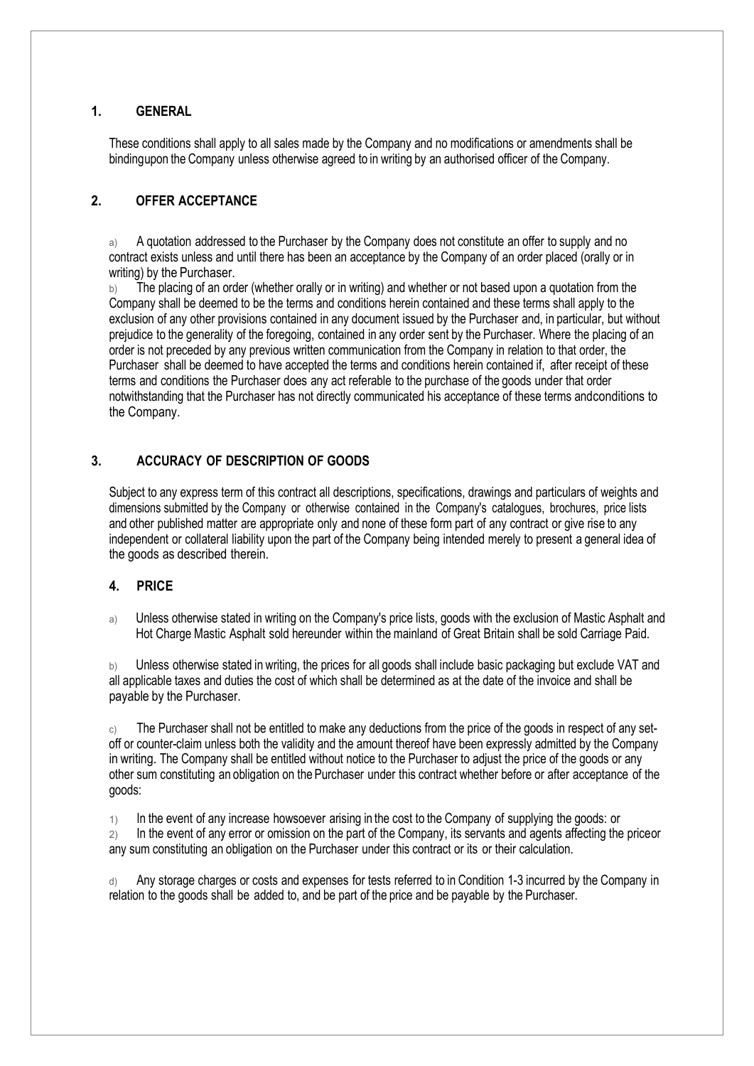## 1. GENERAL

These conditions shall apply to all sales made by the Company and no modifications or amendments shall be bindingupon the Company unless otherwise agreed to in writing by an authorised officer of the Company.

## 2. OFFER ACCEPTANCE

a) A quotation addressed to the Purchaser by the Company does not constitute an offer to supply and no contract exists unless and until there has been an acceptance by the Company of an order placed (orally or in writing) by the Purchaser.

b) The placing of an order (whether orally or in writing) and whether or not based upon a quotation from the Company shall be deemed to be the terms and conditions herein contained and these terms shall apply to the exclusion of any other provisions contained in any document issued by the Purchaser and, in particular, but without prejudice to the generality of the foregoing, contained in any order sent by the Purchaser. Where the placing of an order is not preceded by any previous written communication from the Company in relation to that order, the Purchaser shall be deemed to have accepted the terms and conditions herein contained if, after receipt of these terms and conditions the Purchaser does any act referable to the purchase of the goods under that order notwithstanding that the Purchaser has not directly communicated his acceptance of these terms andconditions to the Company.

## 3. ACCURACY OF DESCRIPTION OF GOODS

Subject to any express term of this contract all descriptions, specifications, drawings and particulars of weights and dimensions submitted by the Company or otherwise contained in the Company's catalogues, brochures, price lists and other published matter are appropriate only and none of these form part of any contract or give rise to any independent or collateral liability upon the part of the Company being intended merely to present a general idea of the goods as described therein.

## 4. PRICE

a) Unless otherwise stated in writing on the Company's price lists, goods with the exclusion of Mastic Asphalt and Hot Charge Mastic Asphalt sold hereunder within the mainland of Great Britain shall be sold Carriage Paid.

b) Unless otherwise stated in writing, the prices for all goods shall include basic packaging but exclude VAT and all applicable taxes and duties the cost of which shall be determined as at the date of the invoice and shall be payable by the Purchaser.

c) The Purchaser shall not be entitled to make any deductions from the price of the goods in respect of any set-off or counter-claim unless both the validity and the amount thereof have been expressly admitted by the Company in writing. The Company shall be entitled without notice to the Purchaser to adjust the price of the goods or any other sum constituting an obligation on the Purchaser under this contract whether before or after acceptance of the goods:

1) In the event of any increase howsoever arising in the cost to the Company of supplying the goods: or

2) In the event of any error or omission on the part of the Company, its servants and agents affecting the priceor any sum constituting an obligation on the Purchaser under this contract or its or their calculation.

d) Any storage charges or costs and expenses for tests referred to in Condition 1-3 incurred by the Company in relation to the goods shall be added to, and be part of the price and be payable by the Purchaser.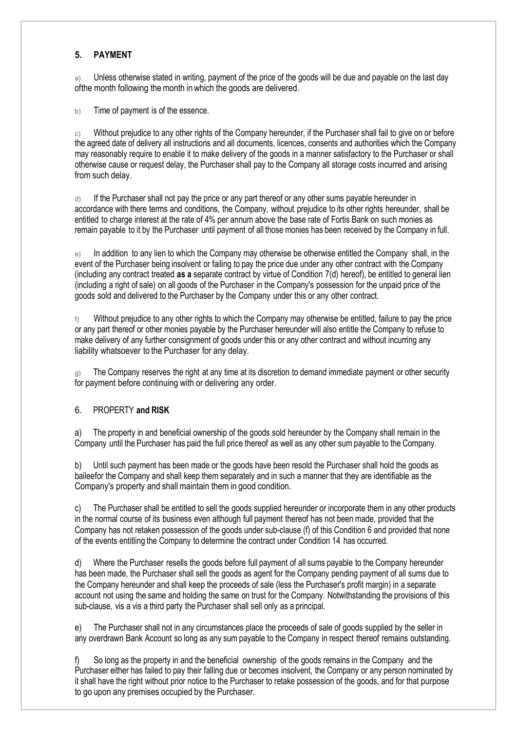## 5. PAYMENT

a) Unless otherwise stated in writing, payment of the price of the goods will be due and payable on the last day ofthe month following the month in which the goods are delivered.

b) Time of payment is of the essence.

c) Without prejudice to any other rights of the Company hereunder, if the Purchaser shall fail to give on or before the agreed date of delivery all instructions and all documents, licences, consents and authorities which the Company may reasonably require to enable it to make delivery of the goods in a manner satisfactory to the Purchaser or shall otherwise cause or request delay, the Purchaser shall pay to the Company all storage costs incurred and arising from such delay.

d) If the Purchaser shall not pay the price or any part thereof or any other sums payable hereunder in accordance with there terms and conditions, the Company, without prejudice to its other rights hereunder, shall be entitled to charge interest at the rate of 4% per annum above the base rate of Fortis Bank on such monies as remain payable to it by the Purchaser until payment of all those monies has been received by the Company in full.

e) In addition to any lien to which the Company may otherwise be otherwise entitled the Company shall, in the event of the Purchaser being insolvent or failing to pay the price due under any other contract with the Company (including any contract treated **as a** separate contract by virtue of Condition 7(d) hereof), be entitled to general lien (including a right of sale) on all goods of the Purchaser in the Company's possession for the unpaid price of the goods sold and delivered to the Purchaser by the Company under this or any other contract.

f) Without prejudice to any other rights to which the Company may otherwise be entitled, failure to pay the price or any part thereof or other monies payable by the Purchaser hereunder will also entitle the Company to refuse to make delivery of any further consignment of goods under this or any other contract and without incurring any liability whatsoever to the Purchaser for any delay.

g) The Company reserves the right at any time at its discretion to demand immediate payment or other security for payment before continuing with or delivering any order.

## 6. PROPERTY **and RISK**

a) The property in and beneficial ownership of the goods sold hereunder by the Company shall remain in the Company until the Purchaser has paid the full price thereof as well as any other sum payable to the Company.

b) Until such payment has been made or the goods have been resold the Purchaser shall hold the goods as baileefor the Company and shall keep them separately and in such a manner that they are identifiable as the Company's property and shall maintain them in good condition.

c) The Purchaser shall be entitled to sell the goods supplied hereunder or incorporate them in any other products in the normal course of its business even although full payment thereof has not been made, provided that the Company has not retaken possession of the goods under sub-clause (f) of this Condition 6 and provided that none of the events entitling the Company to determine the contract under Condition 14 has occurred.

d) Where the Purchaser resells the goods before full payment of all sums payable to the Company hereunder has been made, the Purchaser shall sell the goods as agent for the Company pending payment of all sums due to the Company hereunder and shall keep the proceeds of sale (less the Purchaser's profit margin) in a separate account not using the same and holding the same on trust for the Company. Notwithstanding the provisions of this sub-clause, vis a vis a third party the Purchaser shall sell only as a principal.

e) The Purchaser shall not in any circumstances place the proceeds of sale of goods supplied by the seller in any overdrawn Bank Account so long as any sum payable to the Company in respect thereof remains outstanding.

f) So long as the property in and the beneficial ownership of the goods remains in the Company and the Purchaser either has failed to pay their falling due or becomes insolvent, the Company or any person nominated by it shall have the right without prior notice to the Purchaser to retake possession of the goods, and for that purpose to go upon any premises occupied by the Purchaser.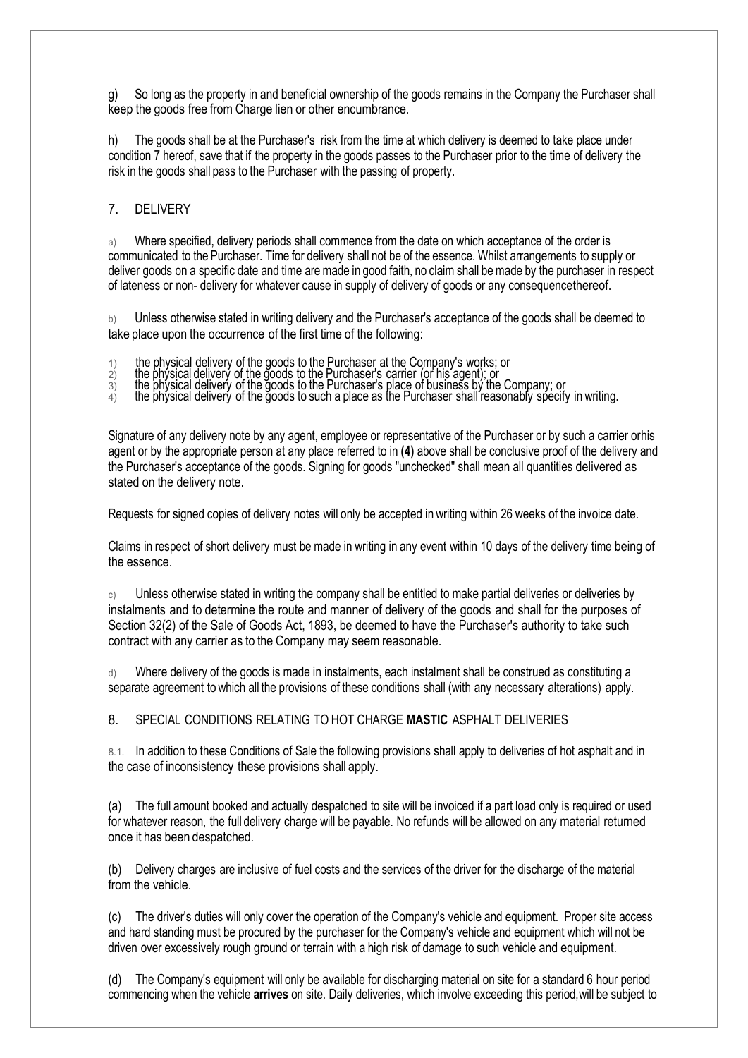g) So long as the property in and beneficial ownership of the goods remains in the Company the Purchaser shall keep the goods free from Charge lien or other encumbrance.

h) The goods shall be at the Purchaser's risk from the time at which delivery is deemed to take place under condition 7 hereof, save that if the property in the goods passes to the Purchaser prior to the time of delivery the risk in the goods shall pass to the Purchaser with the passing of property.

## 7. DELIVERY

a) Where specified, delivery periods shall commence from the date on which acceptance of the order is communicated to the Purchaser. Time for delivery shall not be of the essence. Whilst arrangements to supply or deliver goods on a specific date and time are made in good faith, no claim shall be made by the purchaser in respect of lateness or non- delivery for whatever cause in supply of delivery of goods or any consequencethereof.

b) Unless otherwise stated in writing delivery and the Purchaser's acceptance of the goods shall be deemed to take place upon the occurrence of the first time of the following:

1) the physical delivery of the goods to the Purchaser at the Company's works; or
2) the physical delivery of the goods to the Purchaser's carrier (or his agent); or
3) the physical delivery of the goods to the Purchaser's place of business by the Company; or
4) the physical delivery of the goods to such a place as the Purchaser shall reasonably specify in writing.

Signature of any delivery note by any agent, employee or representative of the Purchaser or by such a carrier orhis agent or by the appropriate person at any place referred to in **(4)** above shall be conclusive proof of the delivery and the Purchaser's acceptance of the goods. Signing for goods "unchecked" shall mean all quantities delivered as stated on the delivery note.

Requests for signed copies of delivery notes will only be accepted in writing within 26 weeks of the invoice date.

Claims in respect of short delivery must be made in writing in any event within 10 days of the delivery time being of the essence.

c) Unless otherwise stated in writing the company shall be entitled to make partial deliveries or deliveries by instalments and to determine the route and manner of delivery of the goods and shall for the purposes of Section 32(2) of the Sale of Goods Act, 1893, be deemed to have the Purchaser's authority to take such contract with any carrier as to the Company may seem reasonable.

d) Where delivery of the goods is made in instalments, each instalment shall be construed as constituting a separate agreement to which all the provisions of these conditions shall (with any necessary alterations) apply.

## 8. SPECIAL CONDITIONS RELATING TO HOT CHARGE **MASTIC** ASPHALT DELIVERIES

8.1. In addition to these Conditions of Sale the following provisions shall apply to deliveries of hot asphalt and in the case of inconsistency these provisions shall apply.

(a) The full amount booked and actually despatched to site will be invoiced if a part load only is required or used for whatever reason, the full delivery charge will be payable. No refunds will be allowed on any material returned once it has been despatched.

(b) Delivery charges are inclusive of fuel costs and the services of the driver for the discharge of the material from the vehicle.

(c) The driver's duties will only cover the operation of the Company's vehicle and equipment. Proper site access and hard standing must be procured by the purchaser for the Company's vehicle and equipment which will not be driven over excessively rough ground or terrain with a high risk of damage to such vehicle and equipment.

(d) The Company's equipment will only be available for discharging material on site for a standard 6 hour period commencing when the vehicle **arrives** on site. Daily deliveries, which involve exceeding this period,will be subject to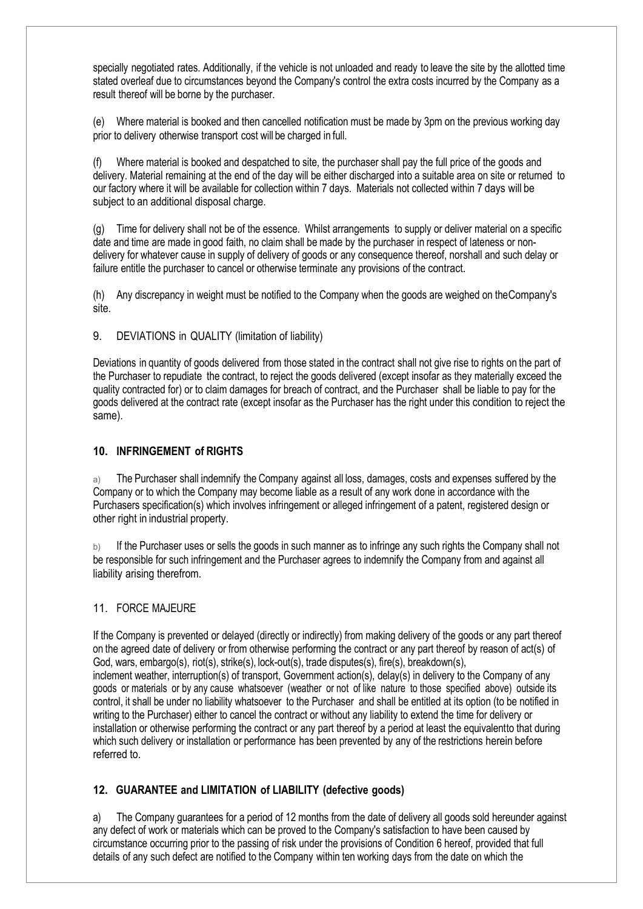specially negotiated rates. Additionally, if the vehicle is not unloaded and ready to leave the site by the allotted time stated overleaf due to circumstances beyond the Company's control the extra costs incurred by the Company as a result thereof will be borne by the purchaser.

(e) Where material is booked and then cancelled notification must be made by 3pm on the previous working day prior to delivery otherwise transport cost will be charged in full.

(f) Where material is booked and despatched to site, the purchaser shall pay the full price of the goods and delivery. Material remaining at the end of the day will be either discharged into a suitable area on site or returned to our factory where it will be available for collection within 7 days. Materials not collected within 7 days will be subject to an additional disposal charge.

(g) Time for delivery shall not be of the essence. Whilst arrangements to supply or deliver material on a specific date and time are made in good faith, no claim shall be made by the purchaser in respect of lateness or non-delivery for whatever cause in supply of delivery of goods or any consequence thereof, norshall and such delay or failure entitle the purchaser to cancel or otherwise terminate any provisions of the contract.

(h) Any discrepancy in weight must be notified to the Company when the goods are weighed on theCompany's site.

9. DEVIATIONS in QUALITY (limitation of liability)

Deviations in quantity of goods delivered from those stated in the contract shall not give rise to rights on the part of the Purchaser to repudiate the contract, to reject the goods delivered (except insofar as they materially exceed the quality contracted for) or to claim damages for breach of contract, and the Purchaser shall be liable to pay for the goods delivered at the contract rate (except insofar as the Purchaser has the right under this condition to reject the same).

## 10. INFRINGEMENT of RIGHTS

a) The Purchaser shall indemnify the Company against all loss, damages, costs and expenses suffered by the Company or to which the Company may become liable as a result of any work done in accordance with the Purchasers specification(s) which involves infringement or alleged infringement of a patent, registered design or other right in industrial property.

b) If the Purchaser uses or sells the goods in such manner as to infringe any such rights the Company shall not be responsible for such infringement and the Purchaser agrees to indemnify the Company from and against all liability arising therefrom.

11. FORCE MAJEURE

If the Company is prevented or delayed (directly or indirectly) from making delivery of the goods or any part thereof on the agreed date of delivery or from otherwise performing the contract or any part thereof by reason of act(s) of God, wars, embargo(s), riot(s), strike(s), lock-out(s), trade disputes(s), fire(s), breakdown(s), inclement weather, interruption(s) of transport, Government action(s), delay(s) in delivery to the Company of any goods or materials or by any cause whatsoever (weather or not of like nature to those specified above) outside its control, it shall be under no liability whatsoever to the Purchaser and shall be entitled at its option (to be notified in writing to the Purchaser) either to cancel the contract or without any liability to extend the time for delivery or installation or otherwise performing the contract or any part thereof by a period at least the equivalentto that during which such delivery or installation or performance has been prevented by any of the restrictions herein before referred to.

## 12. GUARANTEE and LIMITATION of LIABILITY (defective goods)

a) The Company guarantees for a period of 12 months from the date of delivery all goods sold hereunder against any defect of work or materials which can be proved to the Company's satisfaction to have been caused by circumstance occurring prior to the passing of risk under the provisions of Condition 6 hereof, provided that full details of any such defect are notified to the Company within ten working days from the date on which the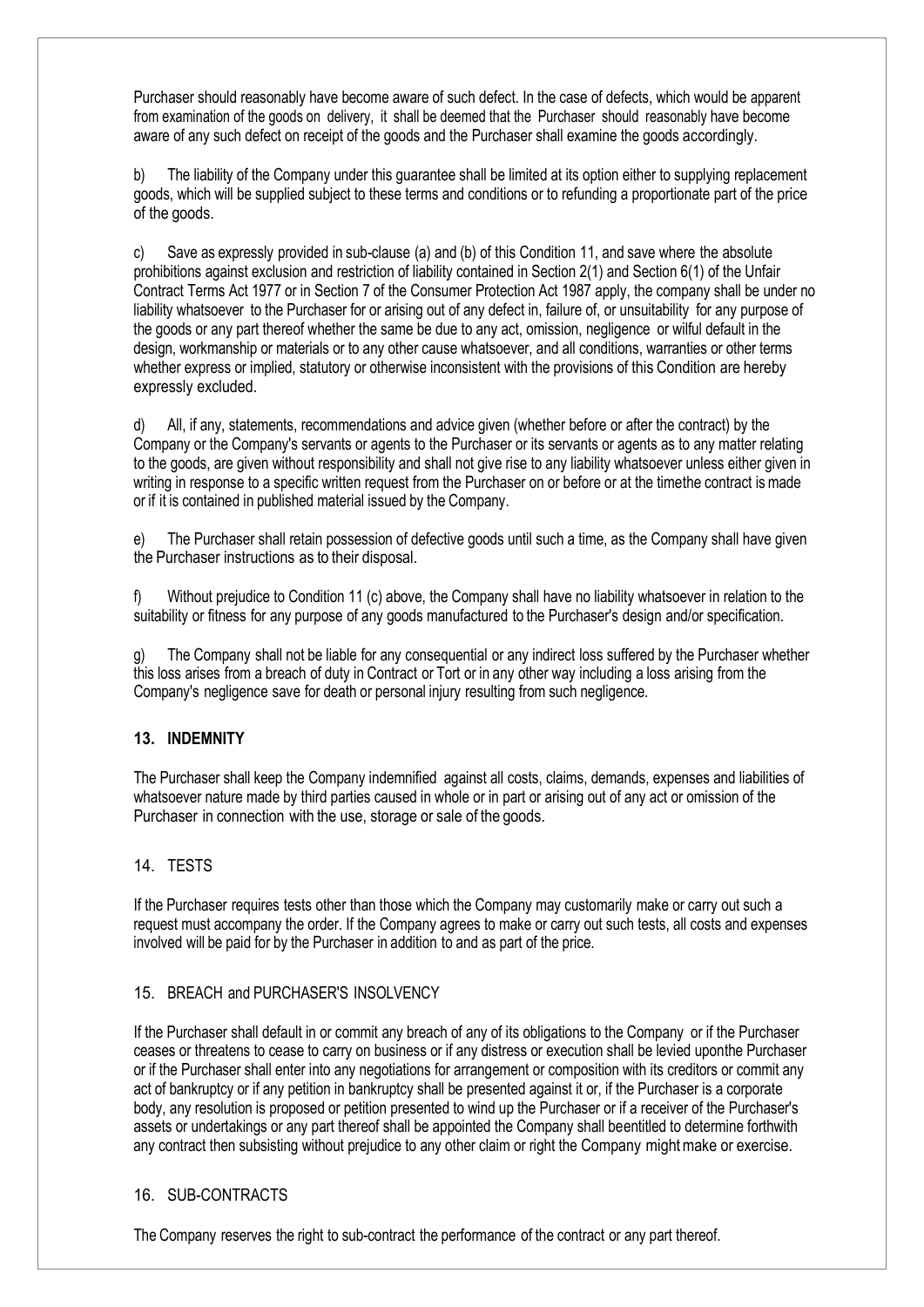Purchaser should reasonably have become aware of such defect. In the case of defects, which would be apparent from examination of the goods on delivery, it shall be deemed that the Purchaser should reasonably have become aware of any such defect on receipt of the goods and the Purchaser shall examine the goods accordingly.

b) The liability of the Company under this guarantee shall be limited at its option either to supplying replacement goods, which will be supplied subject to these terms and conditions or to refunding a proportionate part of the price of the goods.

c) Save as expressly provided in sub-clause (a) and (b) of this Condition 11, and save where the absolute prohibitions against exclusion and restriction of liability contained in Section 2(1) and Section 6(1) of the Unfair Contract Terms Act 1977 or in Section 7 of the Consumer Protection Act 1987 apply, the company shall be under no liability whatsoever to the Purchaser for or arising out of any defect in, failure of, or unsuitability for any purpose of the goods or any part thereof whether the same be due to any act, omission, negligence or wilful default in the design, workmanship or materials or to any other cause whatsoever, and all conditions, warranties or other terms whether express or implied, statutory or otherwise inconsistent with the provisions of this Condition are hereby expressly excluded.

d) All, if any, statements, recommendations and advice given (whether before or after the contract) by the Company or the Company's servants or agents to the Purchaser or its servants or agents as to any matter relating to the goods, are given without responsibility and shall not give rise to any liability whatsoever unless either given in writing in response to a specific written request from the Purchaser on or before or at the timethe contract is made or if it is contained in published material issued by the Company.

e) The Purchaser shall retain possession of defective goods until such a time, as the Company shall have given the Purchaser instructions as to their disposal.

f) Without prejudice to Condition 11 (c) above, the Company shall have no liability whatsoever in relation to the suitability or fitness for any purpose of any goods manufactured to the Purchaser's design and/or specification.

g) The Company shall not be liable for any consequential or any indirect loss suffered by the Purchaser whether this loss arises from a breach of duty in Contract or Tort or in any other way including a loss arising from the Company's negligence save for death or personal injury resulting from such negligence.

## 13. INDEMNITY

The Purchaser shall keep the Company indemnified against all costs, claims, demands, expenses and liabilities of whatsoever nature made by third parties caused in whole or in part or arising out of any act or omission of the Purchaser in connection with the use, storage or sale of the goods.

## 14. TESTS

If the Purchaser requires tests other than those which the Company may customarily make or carry out such a request must accompany the order. If the Company agrees to make or carry out such tests, all costs and expenses involved will be paid for by the Purchaser in addition to and as part of the price.

## 15. BREACH and PURCHASER'S INSOLVENCY

If the Purchaser shall default in or commit any breach of any of its obligations to the Company or if the Purchaser ceases or threatens to cease to carry on business or if any distress or execution shall be levied uponthe Purchaser or if the Purchaser shall enter into any negotiations for arrangement or composition with its creditors or commit any act of bankruptcy or if any petition in bankruptcy shall be presented against it or, if the Purchaser is a corporate body, any resolution is proposed or petition presented to wind up the Purchaser or if a receiver of the Purchaser's assets or undertakings or any part thereof shall be appointed the Company shall beentitled to determine forthwith any contract then subsisting without prejudice to any other claim or right the Company might make or exercise.

## 16. SUB-CONTRACTS

The Company reserves the right to sub-contract the performance of the contract or any part thereof.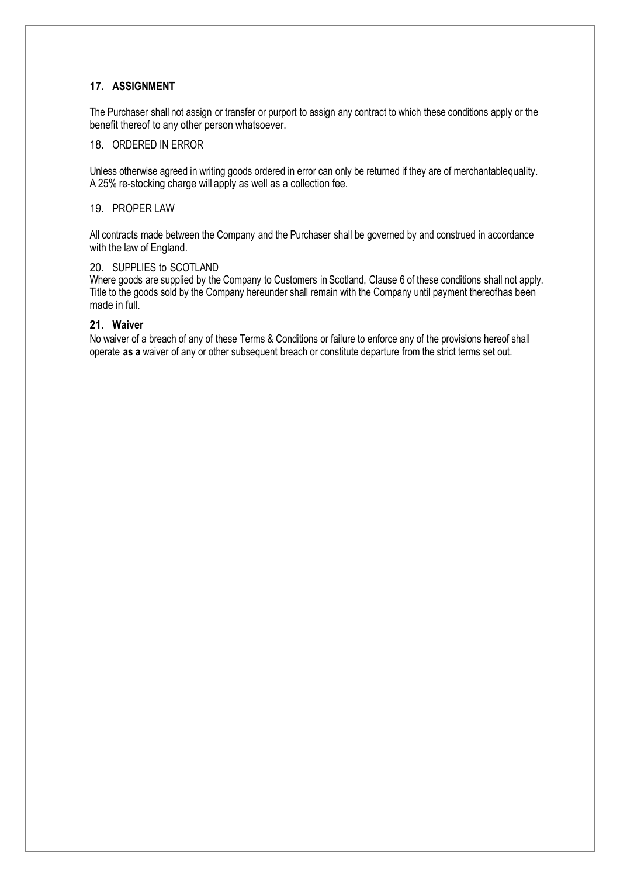## **17. ASSIGNMENT**

The Purchaser shall not assign or transfer or purport to assign any contract to which these conditions apply or the benefit thereof to any other person whatsoever.

## 18. ORDERED IN ERROR

Unless otherwise agreed in writing goods ordered in error can only be returned if they are of merchantablequality. A 25% re-stocking charge will apply as well as a collection fee.

## 19. PROPER LAW

All contracts made between the Company and the Purchaser shall be governed by and construed in accordance with the law of England.

## 20. SUPPLIES to SCOTLAND

Where goods are supplied by the Company to Customers in Scotland, Clause 6 of these conditions shall not apply. Title to the goods sold by the Company hereunder shall remain with the Company until payment thereofhas been made in full.

## **21. Waiver**

No waiver of a breach of any of these Terms & Conditions or failure to enforce any of the provisions hereof shall operate **as a** waiver of any or other subsequent breach or constitute departure from the strict terms set out.